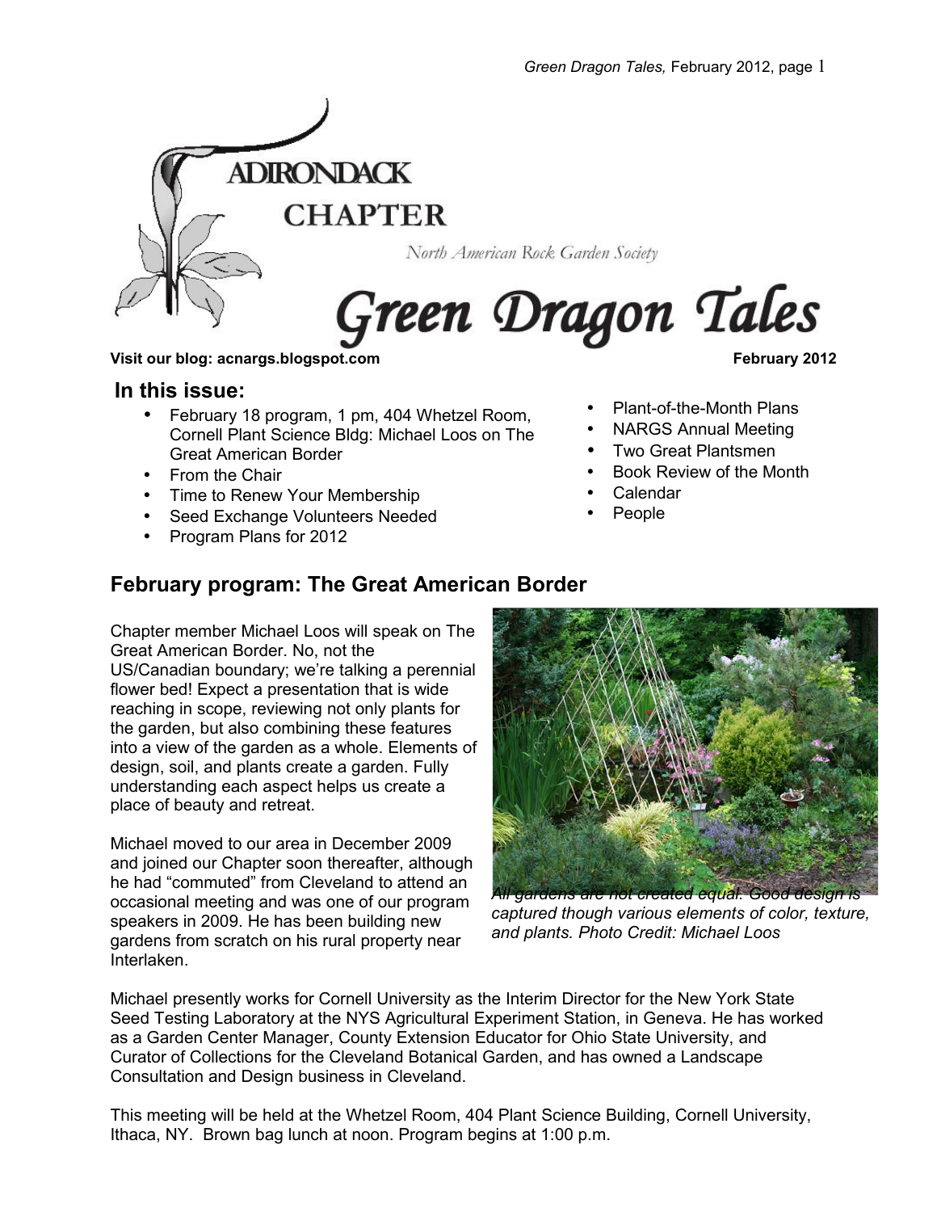ADIRONDACK CHAPTER

North American Rock Garden Society

# Green Dragon Tales

**Visit our blog: acnargs.blogspot.com** **February 2012**

## In this issue:

- February 18 program, 1 pm, 404 Whetzel Room, Cornell Plant Science Bldg: Michael Loos on The Great American Border
- From the Chair
- Time to Renew Your Membership
- Seed Exchange Volunteers Needed
- Program Plans for 2012
- Plant-of-the-Month Plans
- NARGS Annual Meeting
- Two Great Plantsmen
- Book Review of the Month
- Calendar
- People

## February program: The Great American Border

Chapter member Michael Loos will speak on The Great American Border. No, not the US/Canadian boundary; we're talking a perennial flower bed! Expect a presentation that is wide reaching in scope, reviewing not only plants for the garden, but also combining these features into a view of the garden as a whole. Elements of design, soil, and plants create a garden. Fully understanding each aspect helps us create a place of beauty and retreat.

*All gardens are not created equal. Good design is captured though various elements of color, texture, and plants. Photo Credit: Michael Loos*

Michael moved to our area in December 2009 and joined our Chapter soon thereafter, although he had "commuted" from Cleveland to attend an occasional meeting and was one of our program speakers in 2009. He has been building new gardens from scratch on his rural property near Interlaken.

Michael presently works for Cornell University as the Interim Director for the New York State Seed Testing Laboratory at the NYS Agricultural Experiment Station, in Geneva. He has worked as a Garden Center Manager, County Extension Educator for Ohio State University, and Curator of Collections for the Cleveland Botanical Garden, and has owned a Landscape Consultation and Design business in Cleveland.

This meeting will be held at the Whetzel Room, 404 Plant Science Building, Cornell University, Ithaca, NY. Brown bag lunch at noon. Program begins at 1:00 p.m.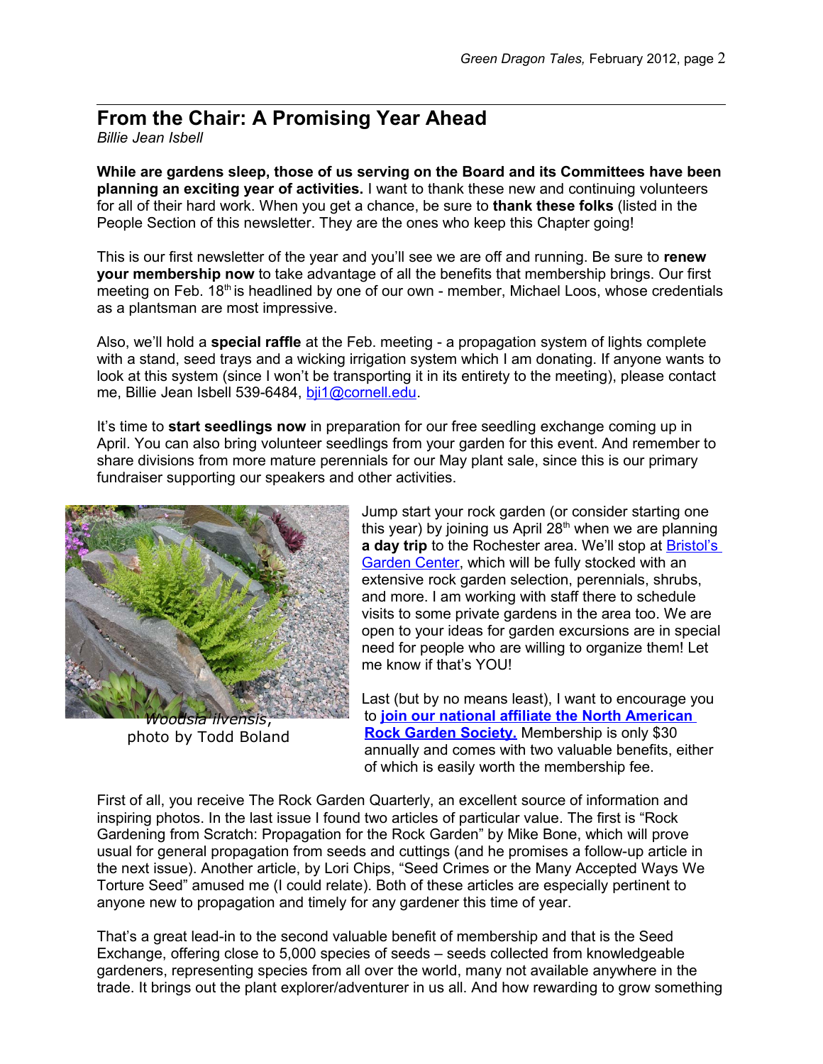## From the Chair: A Promising Year Ahead

*Billie Jean Isbell*

**While are gardens sleep, those of us serving on the Board and its Committees have been planning an exciting year of activities.** I want to thank these new and continuing volunteers for all of their hard work. When you get a chance, be sure to **thank these folks** (listed in the People Section of this newsletter. They are the ones who keep this Chapter going!

This is our first newsletter of the year and you'll see we are off and running. Be sure to **renew your membership now** to take advantage of all the benefits that membership brings. Our first meeting on Feb. 18th is headlined by one of our own - member, Michael Loos, whose credentials as a plantsman are most impressive.

Also, we'll hold a **special raffle** at the Feb. meeting - a propagation system of lights complete with a stand, seed trays and a wicking irrigation system which I am donating. If anyone wants to look at this system (since I won't be transporting it in its entirety to the meeting), please contact me, Billie Jean Isbell 539-6484, bji1@cornell.edu.

It's time to **start seedlings now** in preparation for our free seedling exchange coming up in April. You can also bring volunteer seedlings from your garden for this event. And remember to share divisions from more mature perennials for our May plant sale, since this is our primary fundraiser supporting our speakers and other activities.

*Woodsia ilvensis*, photo by Todd Boland

Jump start your rock garden (or consider starting one this year) by joining us April 28th when we are planning **a day trip** to the Rochester area. We'll stop at Bristol's Garden Center, which will be fully stocked with an extensive rock garden selection, perennials, shrubs, and more. I am working with staff there to schedule visits to some private gardens in the area too. We are open to your ideas for garden excursions are in special need for people who are willing to organize them! Let me know if that's YOU!

Last (but by no means least), I want to encourage you to **join our national affiliate the North American Rock Garden Society.** Membership is only $30 annually and comes with two valuable benefits, either of which is easily worth the membership fee.

First of all, you receive The Rock Garden Quarterly, an excellent source of information and inspiring photos. In the last issue I found two articles of particular value. The first is "Rock Gardening from Scratch: Propagation for the Rock Garden" by Mike Bone, which will prove usual for general propagation from seeds and cuttings (and he promises a follow-up article in the next issue). Another article, by Lori Chips, "Seed Crimes or the Many Accepted Ways We Torture Seed" amused me (I could relate). Both of these articles are especially pertinent to anyone new to propagation and timely for any gardener this time of year.

That's a great lead-in to the second valuable benefit of membership and that is the Seed Exchange, offering close to 5,000 species of seeds – seeds collected from knowledgeable gardeners, representing species from all over the world, many not available anywhere in the trade. It brings out the plant explorer/adventurer in us all. And how rewarding to grow something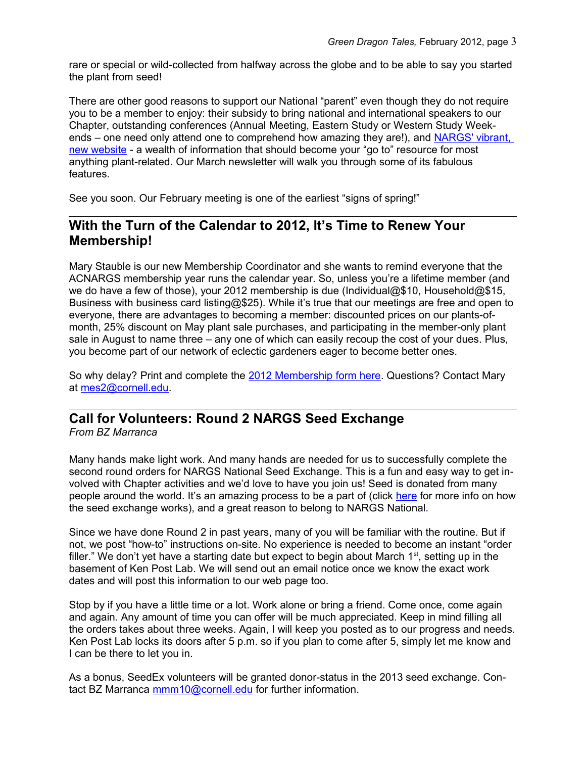rare or special or wild-collected from halfway across the globe and to be able to say you started the plant from seed!

There are other good reasons to support our National "parent" even though they do not require you to be a member to enjoy: their subsidy to bring national and international speakers to our Chapter, outstanding conferences (Annual Meeting, Eastern Study or Western Study Weekends – one need only attend one to comprehend how amazing they are!), and NARGS' vibrant, new website - a wealth of information that should become your "go to" resource for most anything plant-related. Our March newsletter will walk you through some of its fabulous features.

See you soon. Our February meeting is one of the earliest "signs of spring!"

## With the Turn of the Calendar to 2012, It's Time to Renew Your Membership!

Mary Stauble is our new Membership Coordinator and she wants to remind everyone that the ACNARGS membership year runs the calendar year. So, unless you're a lifetime member (and we do have a few of those), your 2012 membership is due (Individual@$10, Household@$15, Business with business card listing@$25). While it's true that our meetings are free and open to everyone, there are advantages to becoming a member: discounted prices on our plants-of-month, 25% discount on May plant sale purchases, and participating in the member-only plant sale in August to name three – any one of which can easily recoup the cost of your dues. Plus, you become part of our network of eclectic gardeners eager to become better ones.

So why delay? Print and complete the 2012 Membership form here. Questions? Contact Mary at mes2@cornell.edu.

## Call for Volunteers: Round 2 NARGS Seed Exchange

*From BZ Marranca*

Many hands make light work. And many hands are needed for us to successfully complete the second round orders for NARGS National Seed Exchange. This is a fun and easy way to get involved with Chapter activities and we'd love to have you join us! Seed is donated from many people around the world. It's an amazing process to be a part of (click here for more info on how the seed exchange works), and a great reason to belong to NARGS National.

Since we have done Round 2 in past years, many of you will be familiar with the routine. But if not, we post "how-to" instructions on-site. No experience is needed to become an instant "order filler." We don't yet have a starting date but expect to begin about March 1st, setting up in the basement of Ken Post Lab. We will send out an email notice once we know the exact work dates and will post this information to our web page too.

Stop by if you have a little time or a lot. Work alone or bring a friend. Come once, come again and again. Any amount of time you can offer will be much appreciated. Keep in mind filling all the orders takes about three weeks. Again, I will keep you posted as to our progress and needs. Ken Post Lab locks its doors after 5 p.m. so if you plan to come after 5, simply let me know and I can be there to let you in.

As a bonus, SeedEx volunteers will be granted donor-status in the 2013 seed exchange. Contact BZ Marranca mmm10@cornell.edu for further information.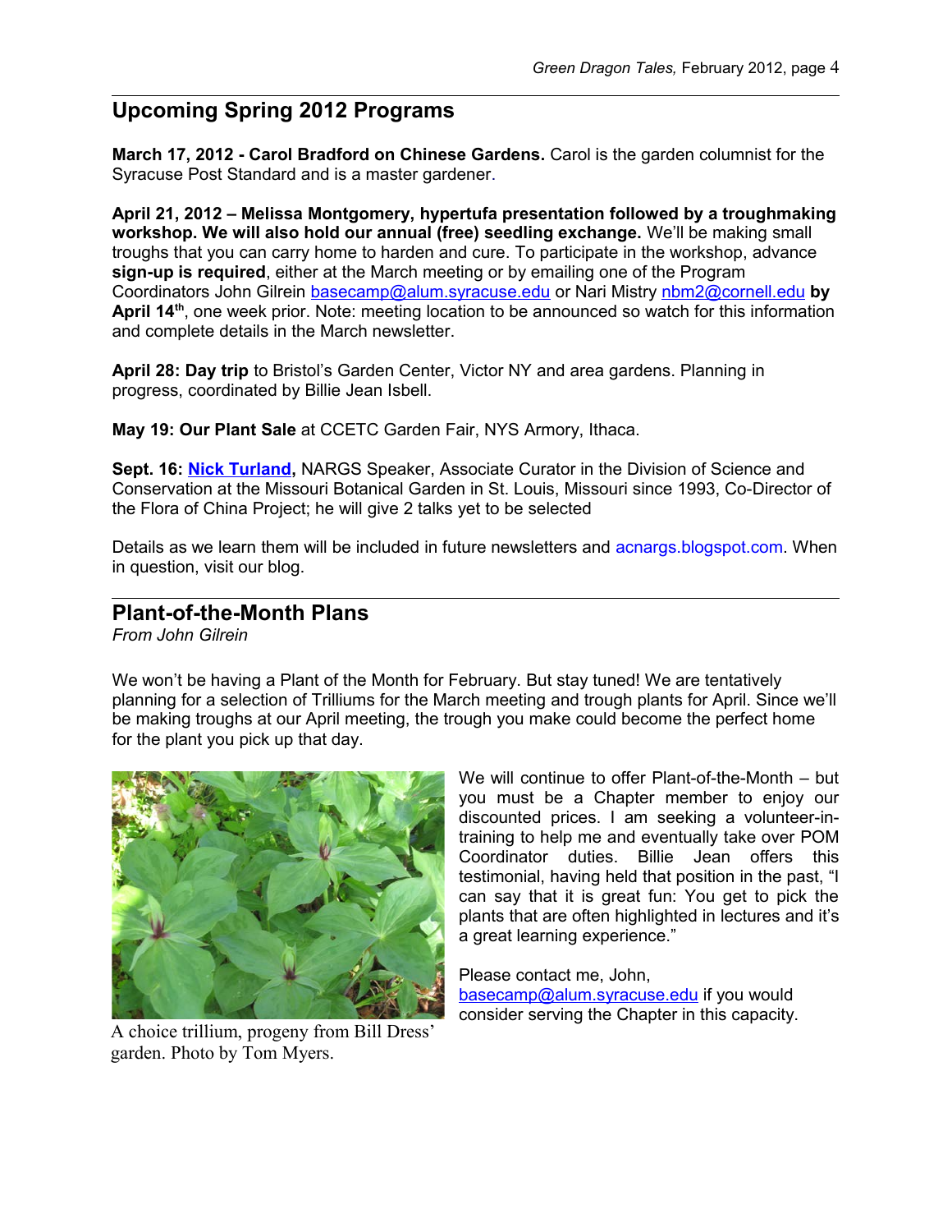## Upcoming Spring 2012 Programs

**March 17, 2012 - Carol Bradford on Chinese Gardens.** Carol is the garden columnist for the Syracuse Post Standard and is a master gardener.

**April 21, 2012 – Melissa Montgomery, hypertufa presentation followed by a troughmaking workshop. We will also hold our annual (free) seedling exchange.** We'll be making small troughs that you can carry home to harden and cure. To participate in the workshop, advance **sign-up is required**, either at the March meeting or by emailing one of the Program Coordinators John Gilrein basecamp@alum.syracuse.edu or Nari Mistry nbm2@cornell.edu **by April 14th**, one week prior. Note: meeting location to be announced so watch for this information and complete details in the March newsletter.

**April 28: Day trip** to Bristol's Garden Center, Victor NY and area gardens. Planning in progress, coordinated by Billie Jean Isbell.

**May 19: Our Plant Sale** at CCETC Garden Fair, NYS Armory, Ithaca.

**Sept. 16: Nick Turland,** NARGS Speaker, Associate Curator in the Division of Science and Conservation at the Missouri Botanical Garden in St. Louis, Missouri since 1993, Co-Director of the Flora of China Project; he will give 2 talks yet to be selected

Details as we learn them will be included in future newsletters and acnargs.blogspot.com. When in question, visit our blog.

## Plant-of-the-Month Plans

*From John Gilrein*

We won't be having a Plant of the Month for February. But stay tuned! We are tentatively planning for a selection of Trilliums for the March meeting and trough plants for April. Since we'll be making troughs at our April meeting, the trough you make could become the perfect home for the plant you pick up that day.

A choice trillium, progeny from Bill Dress' garden. Photo by Tom Myers.

We will continue to offer Plant-of-the-Month – but you must be a Chapter member to enjoy our discounted prices. I am seeking a volunteer-in-training to help me and eventually take over POM Coordinator duties. Billie Jean offers this testimonial, having held that position in the past, "I can say that it is great fun: You get to pick the plants that are often highlighted in lectures and it's a great learning experience."

Please contact me, John, basecamp@alum.syracuse.edu if you would consider serving the Chapter in this capacity.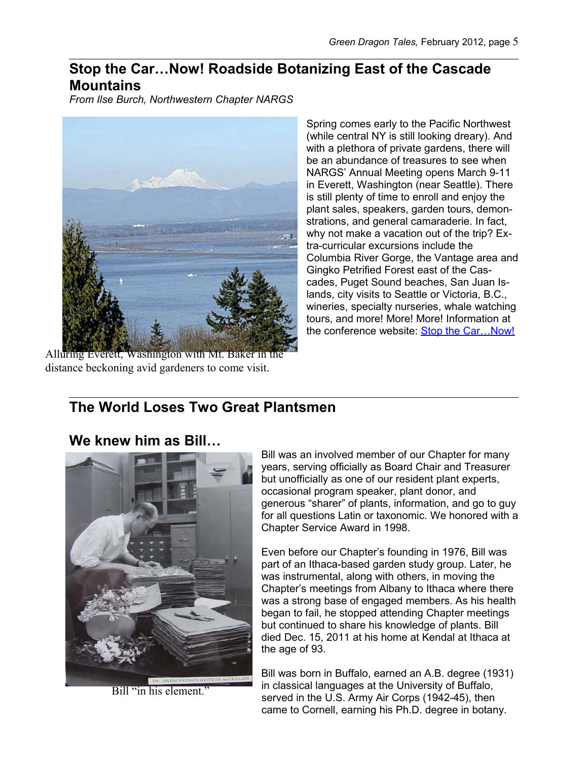## Stop the Car…Now! Roadside Botanizing East of the Cascade Mountains

*From Ilse Burch, Northwestern Chapter NARGS*

Alluring Everett, Washington with Mt. Baker in the distance beckoning avid gardeners to come visit.

Spring comes early to the Pacific Northwest (while central NY is still looking dreary). And with a plethora of private gardens, there will be an abundance of treasures to see when NARGS' Annual Meeting opens March 9-11 in Everett, Washington (near Seattle). There is still plenty of time to enroll and enjoy the plant sales, speakers, garden tours, demonstrations, and general camaraderie. In fact, why not make a vacation out of the trip? Extra-curricular excursions include the Columbia River Gorge, the Vantage area and Gingko Petrified Forest east of the Cascades, Puget Sound beaches, San Juan Islands, city visits to Seattle or Victoria, B.C., wineries, specialty nurseries, whale watching tours, and more! More! More! Information at the conference website: Stop the Car…Now!

## The World Loses Two Great Plantsmen

### We knew him as Bill…

Bill "in his element."

Bill was an involved member of our Chapter for many years, serving officially as Board Chair and Treasurer but unofficially as one of our resident plant experts, occasional program speaker, plant donor, and generous "sharer" of plants, information, and go to guy for all questions Latin or taxonomic. We honored with a Chapter Service Award in 1998.

Even before our Chapter's founding in 1976, Bill was part of an Ithaca-based garden study group. Later, he was instrumental, along with others, in moving the Chapter's meetings from Albany to Ithaca where there was a strong base of engaged members. As his health began to fail, he stopped attending Chapter meetings but continued to share his knowledge of plants. Bill died Dec. 15, 2011 at his home at Kendal at Ithaca at the age of 93.

Bill was born in Buffalo, earned an A.B. degree (1931) in classical languages at the University of Buffalo, served in the U.S. Army Air Corps (1942-45), then came to Cornell, earning his Ph.D. degree in botany.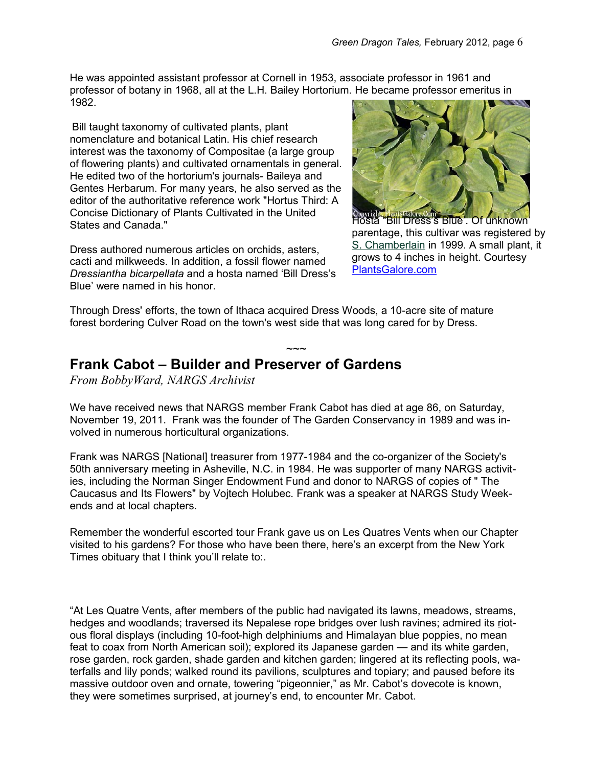He was appointed assistant professor at Cornell in 1953, associate professor in 1961 and professor of botany in 1968, all at the L.H. Bailey Hortorium. He became professor emeritus in 1982.

Bill taught taxonomy of cultivated plants, plant nomenclature and botanical Latin. His chief research interest was the taxonomy of Compositae (a large group of flowering plants) and cultivated ornamentals in general. He edited two of the hortorium's journals- Baileya and Gentes Herbarum. For many years, he also served as the editor of the authoritative reference work "Hortus Third: A Concise Dictionary of Plants Cultivated in the United States and Canada."

Dress authored numerous articles on orchids, asters, cacti and milkweeds. In addition, a fossil flower named *Dressiantha bicarpellata* and a hosta named 'Bill Dress's Blue' were named in his honor.

Hosta "Bill Dress's Blue'. Of unknown parentage, this cultivar was registered by S. Chamberlain in 1999. A small plant, it grows to 4 inches in height. Courtesy PlantsGalore.com

Through Dress' efforts, the town of Ithaca acquired Dress Woods, a 10-acre site of mature forest bordering Culver Road on the town's west side that was long cared for by Dress.

~~~

## Frank Cabot – Builder and Preserver of Gardens

*From BobbyWard, NARGS Archivist*

We have received news that NARGS member Frank Cabot has died at age 86, on Saturday, November 19, 2011. Frank was the founder of The Garden Conservancy in 1989 and was involved in numerous horticultural organizations.

Frank was NARGS [National] treasurer from 1977-1984 and the co-organizer of the Society's 50th anniversary meeting in Asheville, N.C. in 1984. He was supporter of many NARGS activities, including the Norman Singer Endowment Fund and donor to NARGS of copies of " The Caucasus and Its Flowers" by Vojtech Holubec. Frank was a speaker at NARGS Study Weekends and at local chapters.

Remember the wonderful escorted tour Frank gave us on Les Quatres Vents when our Chapter visited to his gardens? For those who have been there, here's an excerpt from the New York Times obituary that I think you'll relate to:.

"At Les Quatre Vents, after members of the public had navigated its lawns, meadows, streams, hedges and woodlands; traversed its Nepalese rope bridges over lush ravines; admired its riotous floral displays (including 10-foot-high delphiniums and Himalayan blue poppies, no mean feat to coax from North American soil); explored its Japanese garden — and its white garden, rose garden, rock garden, shade garden and kitchen garden; lingered at its reflecting pools, waterfalls and lily ponds; walked round its pavilions, sculptures and topiary; and paused before its massive outdoor oven and ornate, towering "pigeonnier," as Mr. Cabot's dovecote is known, they were sometimes surprised, at journey's end, to encounter Mr. Cabot.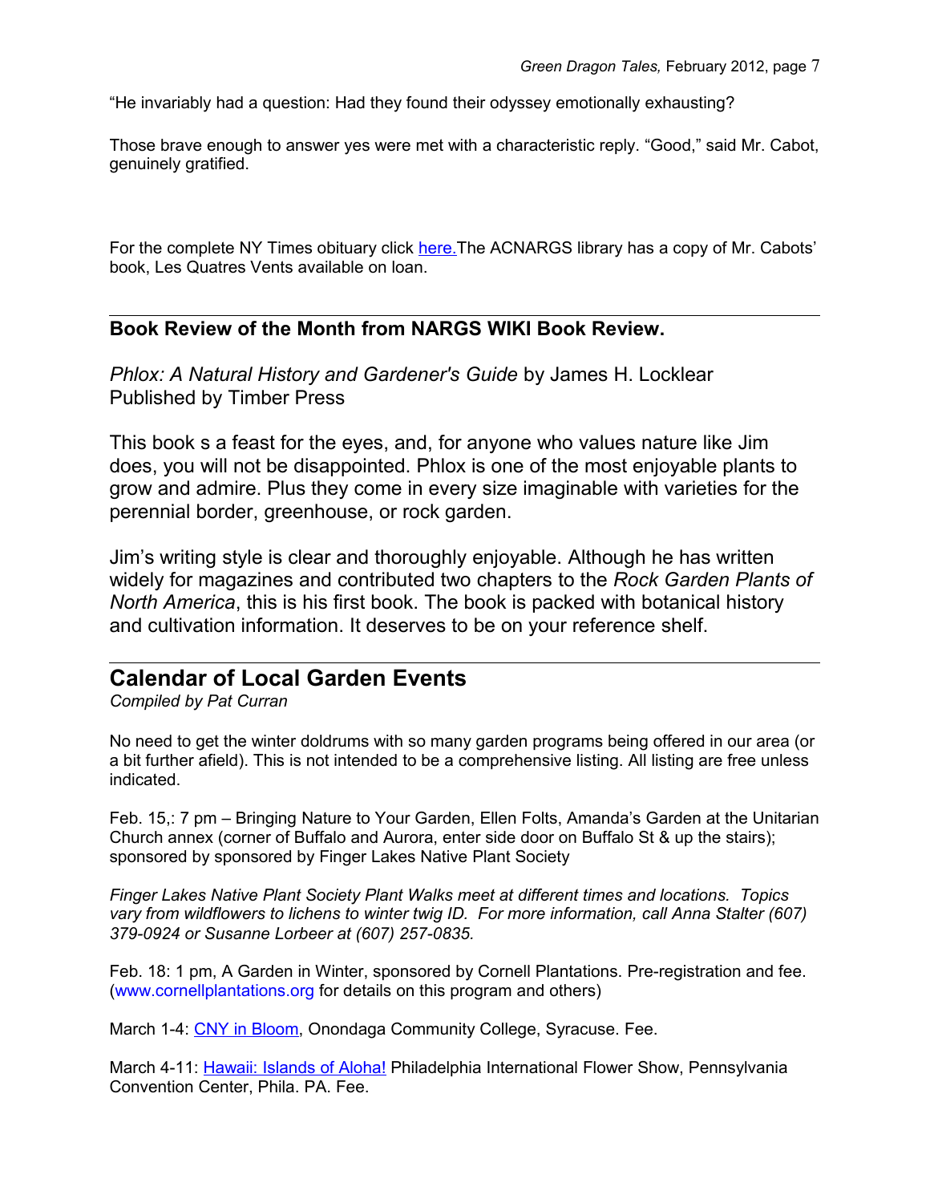“He invariably had a question: Had they found their odyssey emotionally exhausting?

Those brave enough to answer yes were met with a characteristic reply. “Good,” said Mr. Cabot, genuinely gratified.

For the complete NY Times obituary click here.The ACNARGS library has a copy of Mr. Cabots’ book, Les Quatres Vents available on loan.

---

## Book Review of the Month from NARGS WIKI Book Review.

*Phlox: A Natural History and Gardener's Guide* by James H. Locklear
Published by Timber Press

This book s a feast for the eyes, and, for anyone who values nature like Jim does, you will not be disappointed. Phlox is one of the most enjoyable plants to grow and admire. Plus they come in every size imaginable with varieties for the perennial border, greenhouse, or rock garden.

Jim’s writing style is clear and thoroughly enjoyable. Although he has written widely for magazines and contributed two chapters to the *Rock Garden Plants of North America*, this is his first book. The book is packed with botanical history and cultivation information. It deserves to be on your reference shelf.

---

## Calendar of Local Garden Events

*Compiled by Pat Curran*

No need to get the winter doldrums with so many garden programs being offered in our area (or a bit further afield). This is not intended to be a comprehensive listing. All listing are free unless indicated.

Feb. 15,: 7 pm – Bringing Nature to Your Garden, Ellen Folts, Amanda’s Garden at the Unitarian Church annex (corner of Buffalo and Aurora, enter side door on Buffalo St & up the stairs); sponsored by sponsored by Finger Lakes Native Plant Society

*Finger Lakes Native Plant Society Plant Walks meet at different times and locations. Topics vary from wildflowers to lichens to winter twig ID. For more information, call Anna Stalter (607) 379-0924 or Susanne Lorbeer at (607) 257-0835.*

Feb. 18: 1 pm, A Garden in Winter, sponsored by Cornell Plantations. Pre-registration and fee. (www.cornellplantations.org for details on this program and others)

March 1-4: CNY in Bloom, Onondaga Community College, Syracuse. Fee.

March 4-11: Hawaii: Islands of Aloha! Philadelphia International Flower Show, Pennsylvania Convention Center, Phila. PA. Fee.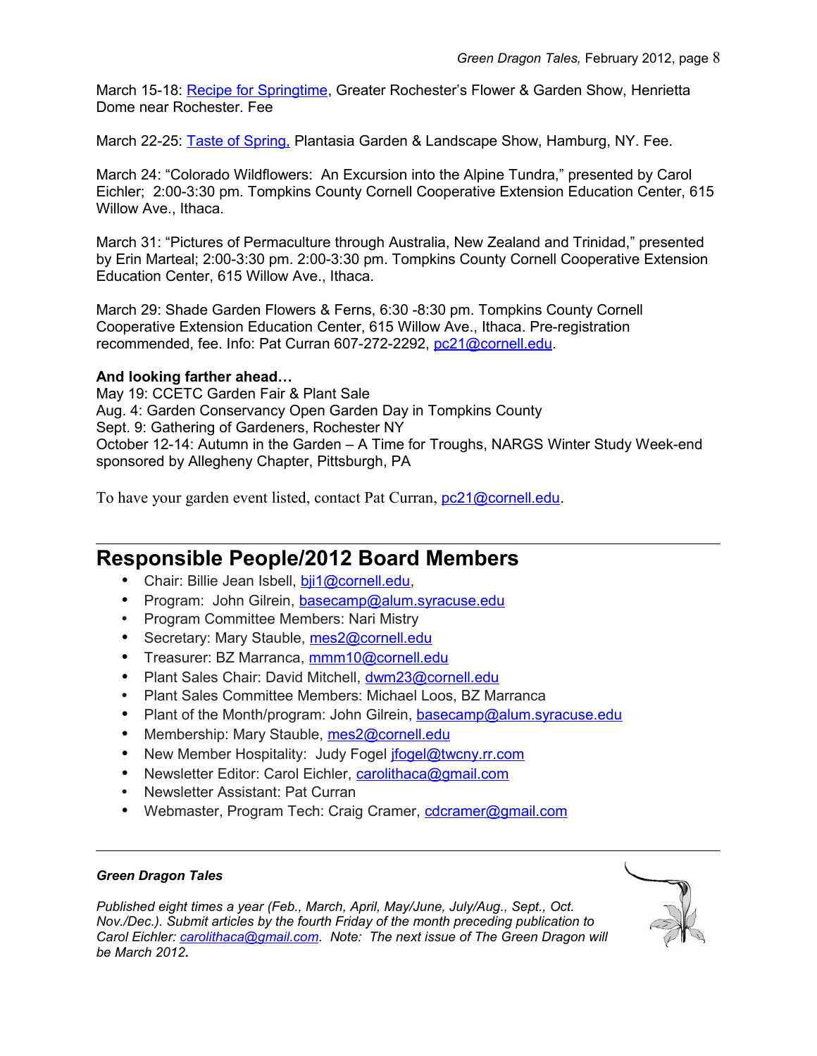March 15-18: Recipe for Springtime, Greater Rochester's Flower & Garden Show, Henrietta Dome near Rochester. Fee

March 22-25: Taste of Spring, Plantasia Garden & Landscape Show, Hamburg, NY. Fee.

March 24: "Colorado Wildflowers: An Excursion into the Alpine Tundra," presented by Carol Eichler; 2:00-3:30 pm. Tompkins County Cornell Cooperative Extension Education Center, 615 Willow Ave., Ithaca.

March 31: "Pictures of Permaculture through Australia, New Zealand and Trinidad," presented by Erin Marteal; 2:00-3:30 pm. 2:00-3:30 pm. Tompkins County Cornell Cooperative Extension Education Center, 615 Willow Ave., Ithaca.

March 29: Shade Garden Flowers & Ferns, 6:30 -8:30 pm. Tompkins County Cornell Cooperative Extension Education Center, 615 Willow Ave., Ithaca. Pre-registration recommended, fee. Info: Pat Curran 607-272-2292, pc21@cornell.edu.

**And looking farther ahead…**
May 19: CCETC Garden Fair & Plant Sale
Aug. 4: Garden Conservancy Open Garden Day in Tompkins County
Sept. 9: Gathering of Gardeners, Rochester NY
October 12-14: Autumn in the Garden – A Time for Troughs, NARGS Winter Study Week-end sponsored by Allegheny Chapter, Pittsburgh, PA

To have your garden event listed, contact Pat Curran, pc21@cornell.edu.

## Responsible People/2012 Board Members

- Chair: Billie Jean Isbell, bji1@cornell.edu,
- Program: John Gilrein, basecamp@alum.syracuse.edu
- Program Committee Members: Nari Mistry
- Secretary: Mary Stauble, mes2@cornell.edu
- Treasurer: BZ Marranca, mmm10@cornell.edu
- Plant Sales Chair: David Mitchell, dwm23@cornell.edu
- Plant Sales Committee Members: Michael Loos, BZ Marranca
- Plant of the Month/program: John Gilrein, basecamp@alum.syracuse.edu
- Membership: Mary Stauble, mes2@cornell.edu
- New Member Hospitality: Judy Fogel jfogel@twcny.rr.com
- Newsletter Editor: Carol Eichler, carolithaca@gmail.com
- Newsletter Assistant: Pat Curran
- Webmaster, Program Tech: Craig Cramer, cdcramer@gmail.com

***Green Dragon Tales***

*Published eight times a year (Feb., March, April, May/June, July/Aug., Sept., Oct. Nov./Dec.). Submit articles by the fourth Friday of the month preceding publication to Carol Eichler: carolithaca@gmail.com. Note: The next issue of The Green Dragon will be March 2012.*